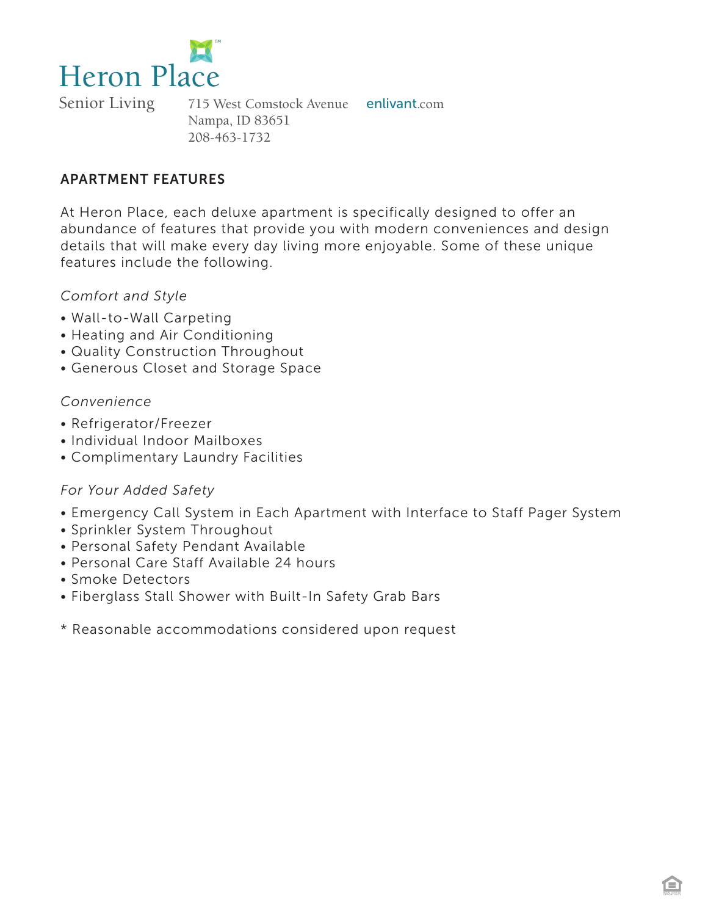# Heron Place

Senior Living

715 West Comstock Avenue
Nampa, ID 83651
208-463-1732

enlivant.com

## APARTMENT FEATURES

At Heron Place, each deluxe apartment is specifically designed to offer an abundance of features that provide you with modern conveniences and design details that will make every day living more enjoyable. Some of these unique features include the following.

*Comfort and Style*

- Wall-to-Wall Carpeting
- Heating and Air Conditioning
- Quality Construction Throughout
- Generous Closet and Storage Space

*Convenience*

- Refrigerator/Freezer
- Individual Indoor Mailboxes
- Complimentary Laundry Facilities

*For Your Added Safety*

- Emergency Call System in Each Apartment with Interface to Staff Pager System
- Sprinkler System Throughout
- Personal Safety Pendant Available
- Personal Care Staff Available 24 hours
- Smoke Detectors
- Fiberglass Stall Shower with Built-In Safety Grab Bars

* Reasonable accommodations considered upon request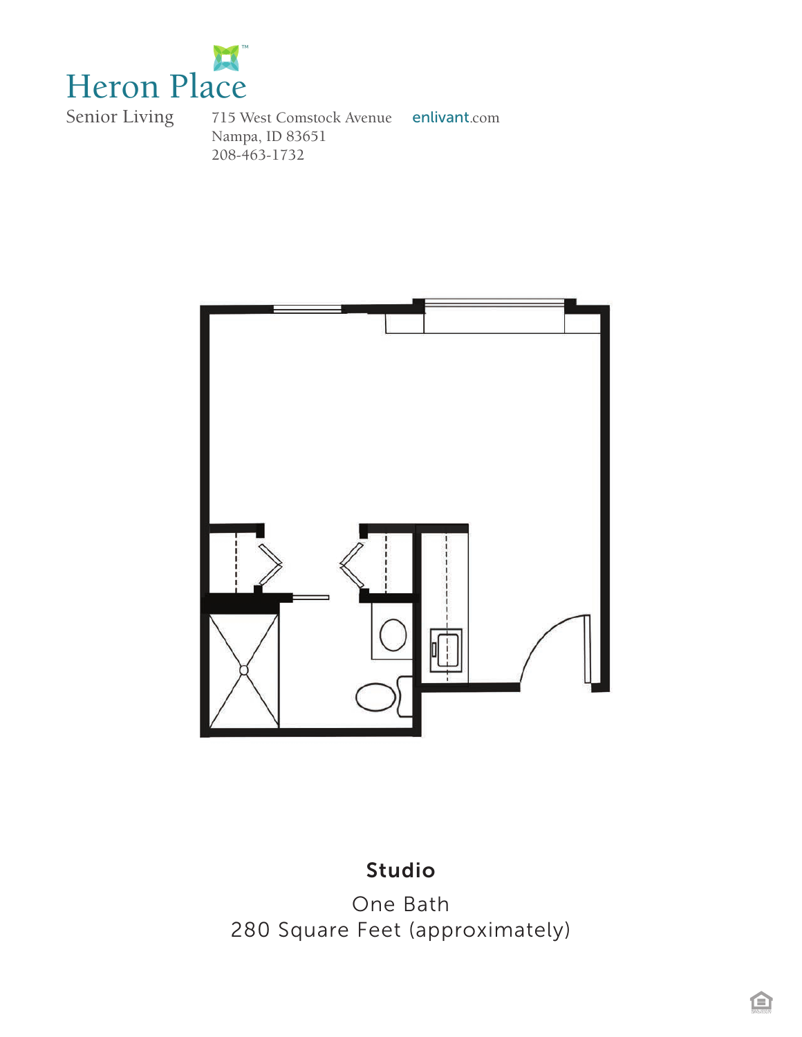# Heron Place

Senior Living

715 West Comstock Avenue
Nampa, ID 83651
208-463-1732

enlivant.com

**Studio**

One Bath
280 Square Feet (approximately)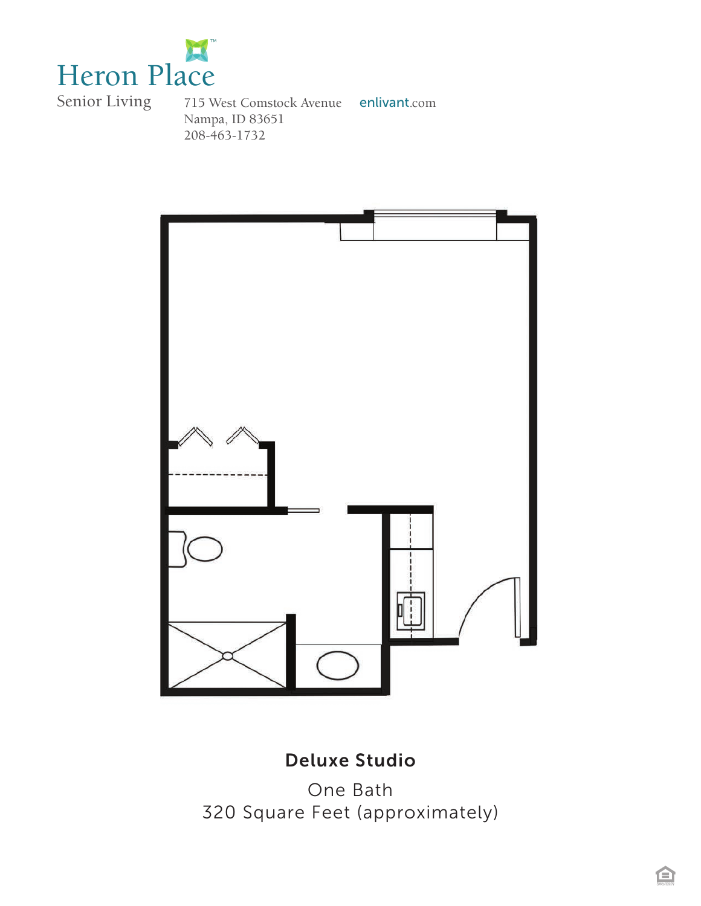# Heron Place

Senior Living

715 West Comstock Avenue
Nampa, ID 83651
208-463-1732

enlivant.com

**Deluxe Studio**

One Bath
320 Square Feet (approximately)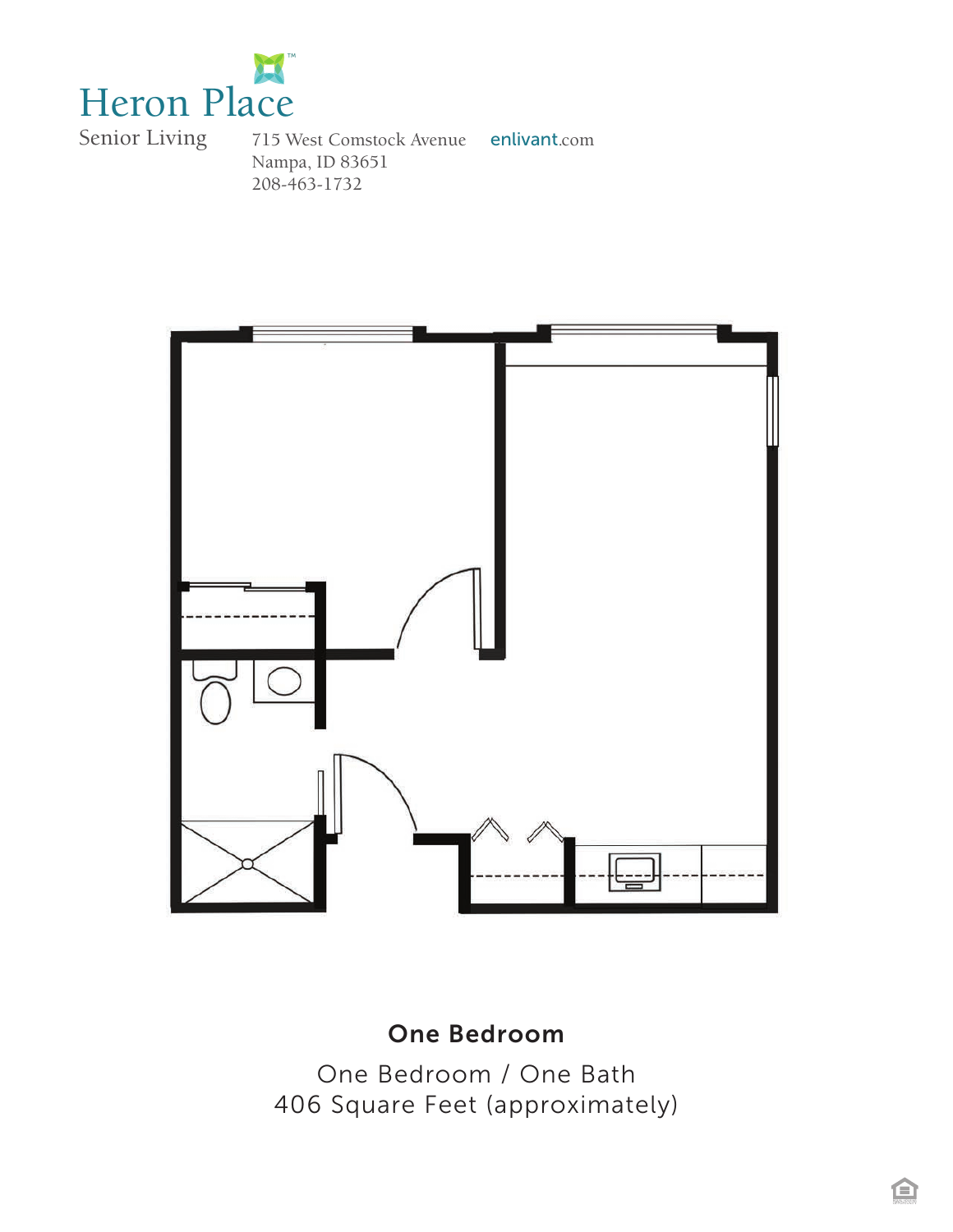# Heron Place

Senior Living

715 West Comstock Avenue
Nampa, ID 83651
208-463-1732

enlivant.com

**One Bedroom**

One Bedroom / One Bath
406 Square Feet (approximately)